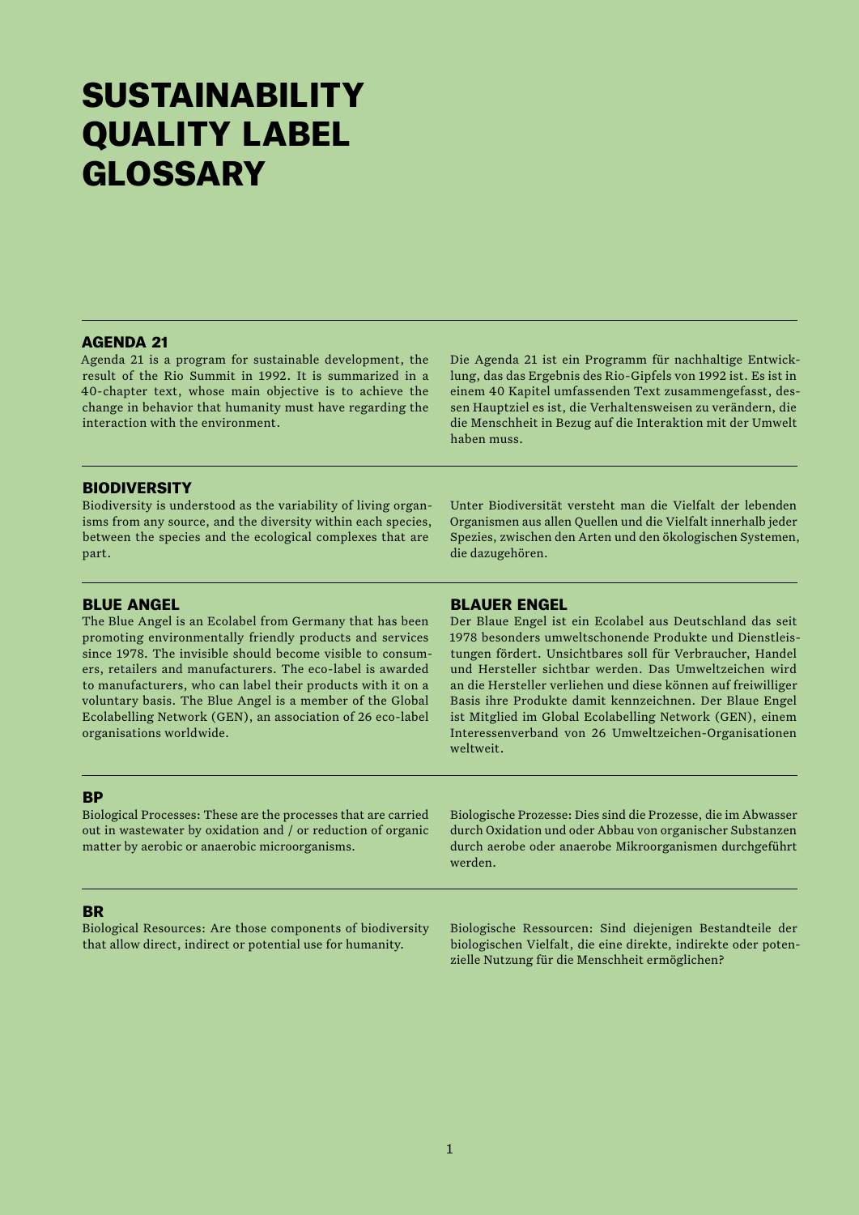# SUSTAINABILITY QUALITY LABEL GLOSSARY

## AGENDA 21

Agenda 21 is a program for sustainable development, the result of the Rio Summit in 1992. It is summarized in a 40-chapter text, whose main objective is to achieve the change in behavior that humanity must have regarding the interaction with the environment.

Die Agenda 21 ist ein Programm für nachhaltige Entwicklung, das das Ergebnis des Rio-Gipfels von 1992 ist. Es ist in einem 40 Kapitel umfassenden Text zusammengefasst, dessen Hauptziel es ist, die Verhaltensweisen zu verändern, die die Menschheit in Bezug auf die Interaktion mit der Umwelt haben muss.

## BIODIVERSITY

Biodiversity is understood as the variability of living organisms from any source, and the diversity within each species, between the species and the ecological complexes that are part.

Unter Biodiversität versteht man die Vielfalt der lebenden Organismen aus allen Quellen und die Vielfalt innerhalb jeder Spezies, zwischen den Arten und den ökologischen Systemen, die dazugehören.

## BLUE ANGEL

The Blue Angel is an Ecolabel from Germany that has been promoting environmentally friendly products and services since 1978. The invisible should become visible to consumers, retailers and manufacturers. The eco-label is awarded to manufacturers, who can label their products with it on a voluntary basis. The Blue Angel is a member of the Global Ecolabelling Network (GEN), an association of 26 eco-label organisations worldwide.

## BLAUER ENGEL

Der Blaue Engel ist ein Ecolabel aus Deutschland das seit 1978 besonders umweltschonende Produkte und Dienstleistungen fördert. Unsichtbares soll für Verbraucher, Handel und Hersteller sichtbar werden. Das Umweltzeichen wird an die Hersteller verliehen und diese können auf freiwilliger Basis ihre Produkte damit kennzeichnen. Der Blaue Engel ist Mitglied im Global Ecolabelling Network (GEN), einem Interessenverband von 26 Umweltzeichen-Organisationen weltweit.

## BP

Biological Processes: These are the processes that are carried out in wastewater by oxidation and / or reduction of organic matter by aerobic or anaerobic microorganisms.

Biologische Prozesse: Dies sind die Prozesse, die im Abwasser durch Oxidation und oder Abbau von organischer Substanzen durch aerobe oder anaerobe Mikroorganismen durchgeführt werden.

## BR

Biological Resources: Are those components of biodiversity that allow direct, indirect or potential use for humanity.

Biologische Ressourcen: Sind diejenigen Bestandteile der biologischen Vielfalt, die eine direkte, indirekte oder potenzielle Nutzung für die Menschheit ermöglichen?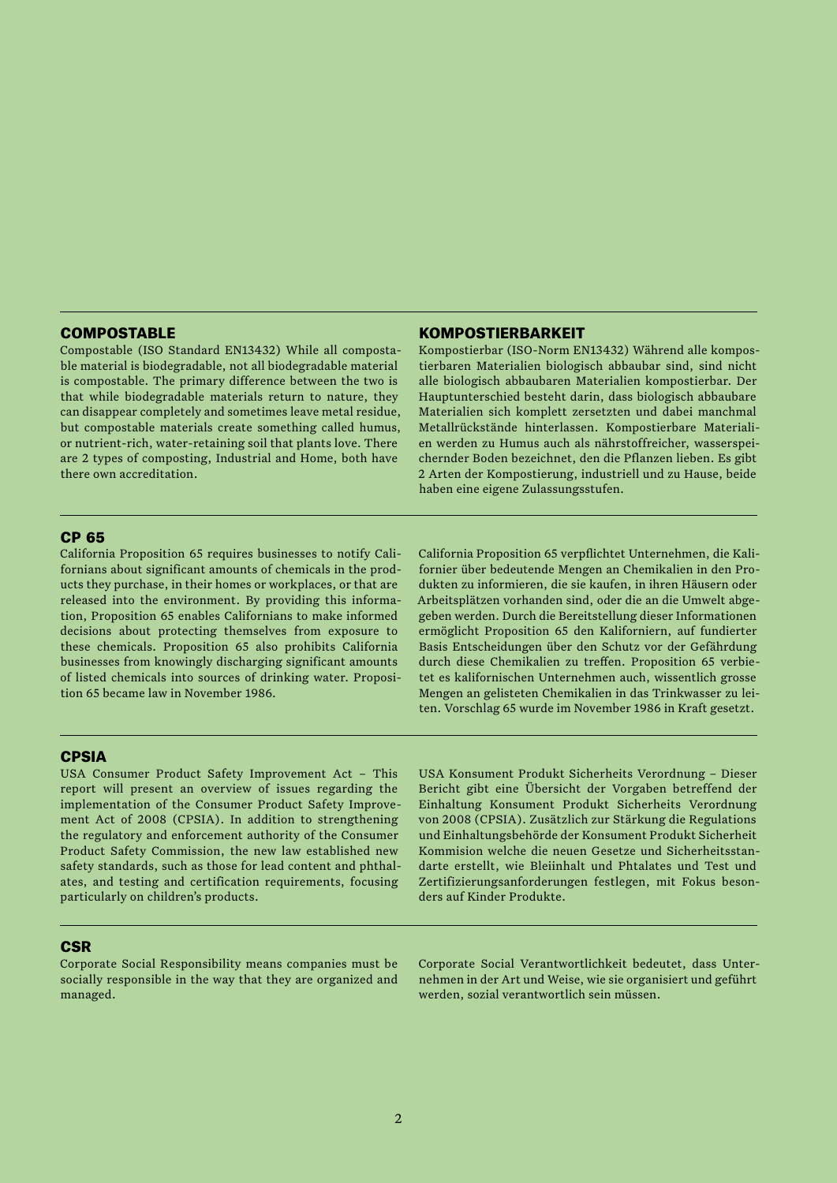## COMPOSTABLE

Compostable (ISO Standard EN13432) While all compostable material is biodegradable, not all biodegradable material is compostable. The primary difference between the two is that while biodegradable materials return to nature, they can disappear completely and sometimes leave metal residue, but compostable materials create something called humus, or nutrient-rich, water-retaining soil that plants love. There are 2 types of composting, Industrial and Home, both have there own accreditation.

## KOMPOSTIERBARKEIT

Kompostierbar (ISO-Norm EN13432) Während alle kompostierbaren Materialien biologisch abbaubar sind, sind nicht alle biologisch abbaubaren Materialien kompostierbar. Der Hauptunterschied besteht darin, dass biologisch abbaubare Materialien sich komplett zersetzten und dabei manchmal Metallrückstände hinterlassen. Kompostierbare Materialien werden zu Humus auch als nährstoffreicher, wasserspeichernder Boden bezeichnet, den die Pflanzen lieben. Es gibt 2 Arten der Kompostierung, industriell und zu Hause, beide haben eine eigene Zulassungsstufen.

## CP 65

California Proposition 65 requires businesses to notify Californians about significant amounts of chemicals in the products they purchase, in their homes or workplaces, or that are released into the environment. By providing this information, Proposition 65 enables Californians to make informed decisions about protecting themselves from exposure to these chemicals. Proposition 65 also prohibits California businesses from knowingly discharging significant amounts of listed chemicals into sources of drinking water. Proposition 65 became law in November 1986.

California Proposition 65 verpflichtet Unternehmen, die Kalifornier über bedeutende Mengen an Chemikalien in den Produkten zu informieren, die sie kaufen, in ihren Häusern oder Arbeitsplätzen vorhanden sind, oder die an die Umwelt abgegeben werden. Durch die Bereitstellung dieser Informationen ermöglicht Proposition 65 den Kaliforniern, auf fundierter Basis Entscheidungen über den Schutz vor der Gefährdung durch diese Chemikalien zu treffen. Proposition 65 verbietet es kalifornischen Unternehmen auch, wissentlich grosse Mengen an gelisteten Chemikalien in das Trinkwasser zu leiten. Vorschlag 65 wurde im November 1986 in Kraft gesetzt.

## CPSIA

USA Consumer Product Safety Improvement Act – This report will present an overview of issues regarding the implementation of the Consumer Product Safety Improvement Act of 2008 (CPSIA). In addition to strengthening the regulatory and enforcement authority of the Consumer Product Safety Commission, the new law established new safety standards, such as those for lead content and phthalates, and testing and certification requirements, focusing particularly on children's products.

USA Konsument Produkt Sicherheits Verordnung – Dieser Bericht gibt eine Übersicht der Vorgaben betreffend der Einhaltung Konsument Produkt Sicherheits Verordnung von 2008 (CPSIA). Zusätzlich zur Stärkung die Regulations und Einhaltungsbehörde der Konsument Produkt Sicherheit Kommision welche die neuen Gesetze und Sicherheitsstandarte erstellt, wie Bleiinhalt und Phtalates und Test und Zertifizierungsanforderungen festlegen, mit Fokus besonders auf Kinder Produkte.

## CSR

Corporate Social Responsibility means companies must be socially responsible in the way that they are organized and managed.

Corporate Social Verantwortlichkeit bedeutet, dass Unternehmen in der Art und Weise, wie sie organisiert und geführt werden, sozial verantwortlich sein müssen.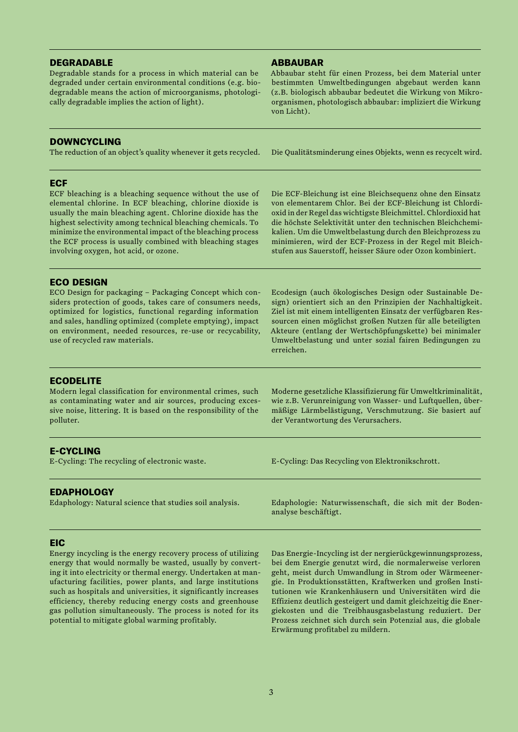## DEGRADABLE

Degradable stands for a process in which material can be degraded under certain environmental conditions (e.g. biodegradable means the action of microorganisms, photologically degradable implies the action of light).

## ABBAUBAR

Abbaubar steht für einen Prozess, bei dem Material unter bestimmten Umweltbedingungen abgebaut werden kann (z.B. biologisch abbaubar bedeutet die Wirkung von Mikroorganismen, photologisch abbaubar: impliziert die Wirkung von Licht).

## DOWNCYCLING

The reduction of an object's quality whenever it gets recycled.

Die Qualitätsminderung eines Objekts, wenn es recycelt wird.

## ECF

ECF bleaching is a bleaching sequence without the use of elemental chlorine. In ECF bleaching, chlorine dioxide is usually the main bleaching agent. Chlorine dioxide has the highest selectivity among technical bleaching chemicals. To minimize the environmental impact of the bleaching process the ECF process is usually combined with bleaching stages involving oxygen, hot acid, or ozone.

Die ECF-Bleichung ist eine Bleichsequenz ohne den Einsatz von elementarem Chlor. Bei der ECF-Bleichung ist Chlordioxid in der Regel das wichtigste Bleichmittel. Chlordioxid hat die höchste Selektivität unter den technischen Bleichchemikalien. Um die Umweltbelastung durch den Bleichprozess zu minimieren, wird der ECF-Prozess in der Regel mit Bleichstufen aus Sauerstoff, heisser Säure oder Ozon kombiniert.

## ECO DESIGN

ECO Design for packaging – Packaging Concept which considers protection of goods, takes care of consumers needs, optimized for logistics, functional regarding information and sales, handling optimized (complete emptying), impact on environment, needed resources, re-use or recycability, use of recycled raw materials.

Ecodesign (auch ökologisches Design oder Sustainable Design) orientiert sich an den Prinzipien der Nachhaltigkeit. Ziel ist mit einem intelligenten Einsatz der verfügbaren Ressourcen einen möglichst großen Nutzen für alle beteiligten Akteure (entlang der Wertschöpfungskette) bei minimaler Umweltbelastung und unter sozial fairen Bedingungen zu erreichen.

## ECODELITE

Modern legal classification for environmental crimes, such as contaminating water and air sources, producing excessive noise, littering. It is based on the responsibility of the polluter.

Moderne gesetzliche Klassifizierung für Umweltkriminalität, wie z.B. Verunreinigung von Wasser- und Luftquellen, übermäßige Lärmbelästigung, Verschmutzung. Sie basiert auf der Verantwortung des Verursachers.

## E-CYCLING

E-Cycling: The recycling of electronic waste.

E-Cycling: Das Recycling von Elektronikschrott.

## EDAPHOLOGY

Edaphology: Natural science that studies soil analysis.

Edaphologie: Naturwissenschaft, die sich mit der Bodenanalyse beschäftigt.

## EIC

Energy incycling is the energy recovery process of utilizing energy that would normally be wasted, usually by converting it into electricity or thermal energy. Undertaken at manufacturing facilities, power plants, and large institutions such as hospitals and universities, it significantly increases efficiency, thereby reducing energy costs and greenhouse gas pollution simultaneously. The process is noted for its potential to mitigate global warming profitably.

Das Energie-Incycling ist der nergierückgewinnungsprozess, bei dem Energie genutzt wird, die normalerweise verloren geht, meist durch Umwandlung in Strom oder Wärmeenergie. In Produktionsstätten, Kraftwerken und großen Institutionen wie Krankenhäusern und Universitäten wird die Effizienz deutlich gesteigert und damit gleichzeitig die Energiekosten und die Treibhausgasbelastung reduziert. Der Prozess zeichnet sich durch sein Potenzial aus, die globale Erwärmung profitabel zu mildern.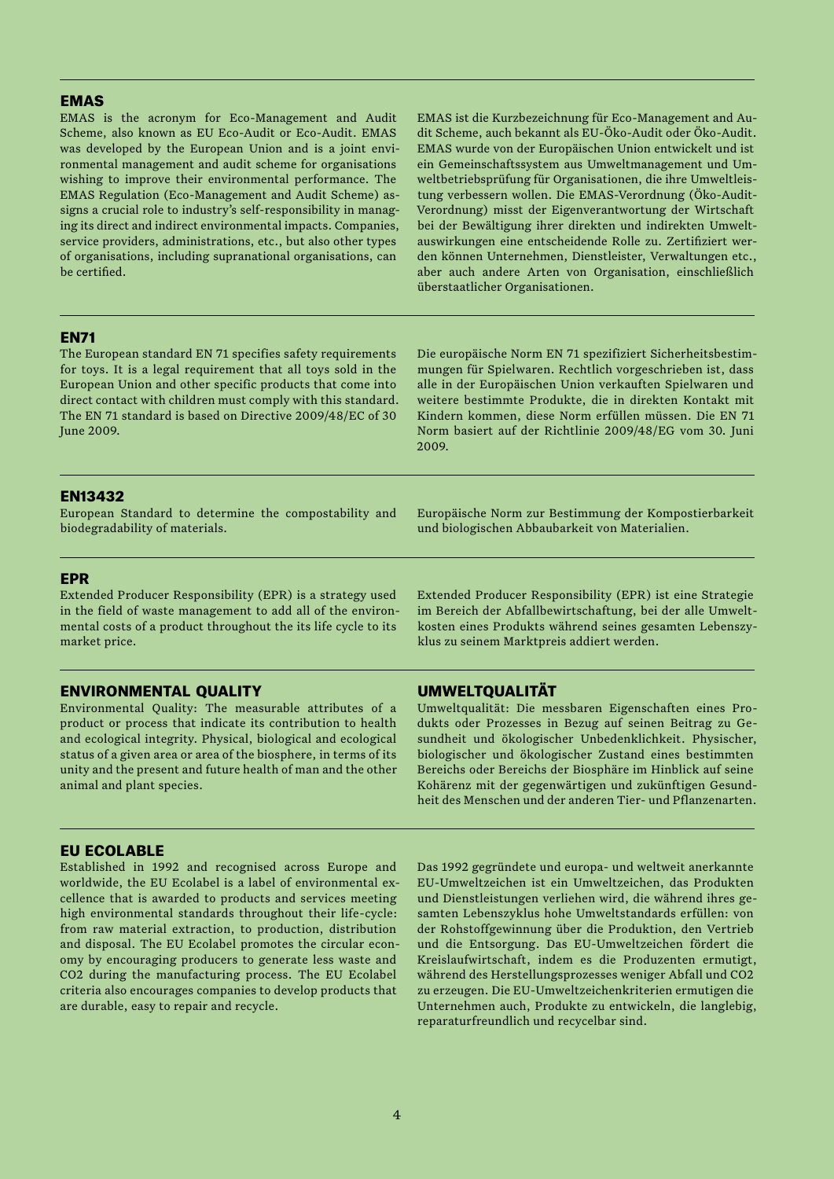## EMAS

EMAS is the acronym for Eco-Management and Audit Scheme, also known as EU Eco-Audit or Eco-Audit. EMAS was developed by the European Union and is a joint environmental management and audit scheme for organisations wishing to improve their environmental performance. The EMAS Regulation (Eco-Management and Audit Scheme) assigns a crucial role to industry's self-responsibility in managing its direct and indirect environmental impacts. Companies, service providers, administrations, etc., but also other types of organisations, including supranational organisations, can be certified.

EMAS ist die Kurzbezeichnung für Eco-Management and Audit Scheme, auch bekannt als EU-Öko-Audit oder Öko-Audit. EMAS wurde von der Europäischen Union entwickelt und ist ein Gemeinschaftssystem aus Umweltmanagement und Umweltbetriebsprüfung für Organisationen, die ihre Umweltleistung verbessern wollen. Die EMAS-Verordnung (Öko-Audit-Verordnung) misst der Eigenverantwortung der Wirtschaft bei der Bewältigung ihrer direkten und indirekten Umweltauswirkungen eine entscheidende Rolle zu. Zertifiziert werden können Unternehmen, Dienstleister, Verwaltungen etc., aber auch andere Arten von Organisation, einschließlich überstaatlicher Organisationen.

## EN71

The European standard EN 71 specifies safety requirements for toys. It is a legal requirement that all toys sold in the European Union and other specific products that come into direct contact with children must comply with this standard. The EN 71 standard is based on Directive 2009/48/EC of 30 June 2009.

Die europäische Norm EN 71 spezifiziert Sicherheitsbestimmungen für Spielwaren. Rechtlich vorgeschrieben ist, dass alle in der Europäischen Union verkauften Spielwaren und weitere bestimmte Produkte, die in direkten Kontakt mit Kindern kommen, diese Norm erfüllen müssen. Die EN 71 Norm basiert auf der Richtlinie 2009/48/EG vom 30. Juni 2009.

## EN13432

European Standard to determine the compostability and biodegradability of materials.

Europäische Norm zur Bestimmung der Kompostierbarkeit und biologischen Abbaubarkeit von Materialien.

## EPR

Extended Producer Responsibility (EPR) is a strategy used in the field of waste management to add all of the environmental costs of a product throughout the its life cycle to its market price.

Extended Producer Responsibility (EPR) ist eine Strategie im Bereich der Abfallbewirtschaftung, bei der alle Umweltkosten eines Produkts während seines gesamten Lebenszyklus zu seinem Marktpreis addiert werden.

## ENVIRONMENTAL QUALITY

Environmental Quality: The measurable attributes of a product or process that indicate its contribution to health and ecological integrity. Physical, biological and ecological status of a given area or area of the biosphere, in terms of its unity and the present and future health of man and the other animal and plant species.

## UMWELTQUALITÄT

Umweltqualität: Die messbaren Eigenschaften eines Produkts oder Prozesses in Bezug auf seinen Beitrag zu Gesundheit und ökologischer Unbedenklichkeit. Physischer, biologischer und ökologischer Zustand eines bestimmten Bereichs oder Bereichs der Biosphäre im Hinblick auf seine Kohärenz mit der gegenwärtigen und zukünftigen Gesundheit des Menschen und der anderen Tier- und Pflanzenarten.

## EU ECOLABLE

Established in 1992 and recognised across Europe and worldwide, the EU Ecolabel is a label of environmental excellence that is awarded to products and services meeting high environmental standards throughout their life-cycle: from raw material extraction, to production, distribution and disposal. The EU Ecolabel promotes the circular economy by encouraging producers to generate less waste and CO2 during the manufacturing process. The EU Ecolabel criteria also encourages companies to develop products that are durable, easy to repair and recycle.

Das 1992 gegründete und europa- und weltweit anerkannte EU-Umweltzeichen ist ein Umweltzeichen, das Produkten und Dienstleistungen verliehen wird, die während ihres gesamten Lebenszyklus hohe Umweltstandards erfüllen: von der Rohstoffgewinnung über die Produktion, den Vertrieb und die Entsorgung. Das EU-Umweltzeichen fördert die Kreislaufwirtschaft, indem es die Produzenten ermutigt, während des Herstellungsprozesses weniger Abfall und CO2 zu erzeugen. Die EU-Umweltzeichenkriterien ermutigen die Unternehmen auch, Produkte zu entwickeln, die langlebig, reparaturfreundlich und recycelbar sind.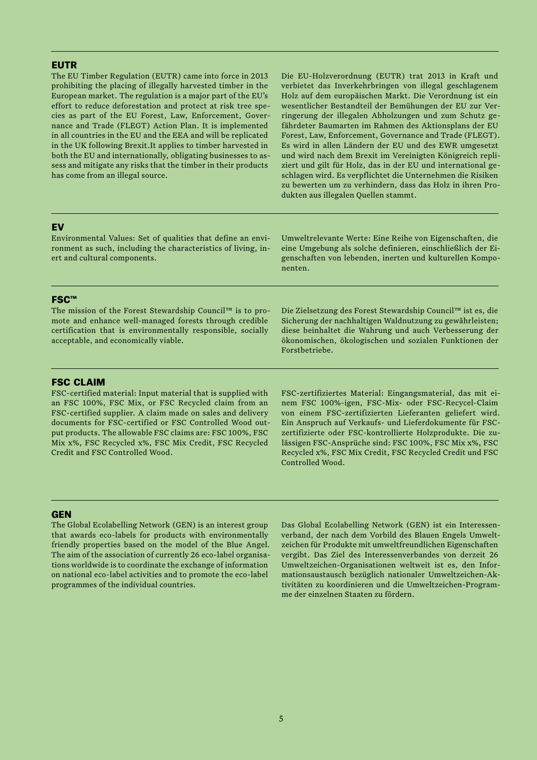## EUTR

The EU Timber Regulation (EUTR) came into force in 2013 prohibiting the placing of illegally harvested timber in the European market. The regulation is a major part of the EU's effort to reduce deforestation and protect at risk tree species as part of the EU Forest, Law, Enforcement, Governance and Trade (FLEGT) Action Plan. It is implemented in all countries in the EU and the EEA and will be replicated in the UK following Brexit.It applies to timber harvested in both the EU and internationally, obligating businesses to assess and mitigate any risks that the timber in their products has come from an illegal source.

Die EU-Holzverordnung (EUTR) trat 2013 in Kraft und verbietet das Inverkehrbringen von illegal geschlagenem Holz auf dem europäischen Markt. Die Verordnung ist ein wesentlicher Bestandteil der Bemühungen der EU zur Verringerung der illegalen Abholzungen und zum Schutz gefährdeter Baumarten im Rahmen des Aktionsplans der EU Forest, Law, Enforcement, Governance and Trade (FLEGT). Es wird in allen Ländern der EU und des EWR umgesetzt und wird nach dem Brexit im Vereinigten Königreich repliziert und gilt für Holz, das in der EU und international geschlagen wird. Es verpflichtet die Unternehmen die Risiken zu bewerten um zu verhindern, dass das Holz in ihren Produkten aus illegalen Quellen stammt.

## EV

Environmental Values: Set of qualities that define an environment as such, including the characteristics of living, inert and cultural components.

Umweltrelevante Werte: Eine Reihe von Eigenschaften, die eine Umgebung als solche definieren, einschließlich der Eigenschaften von lebenden, inerten und kulturellen Komponenten.

## FSC™

The mission of the Forest Stewardship Council™ is to promote and enhance well-managed forests through credible certification that is environmentally responsible, socially acceptable, and economically viable.

Die Zielsetzung des Forest Stewardship Council™ ist es, die Sicherung der nachhaltigen Waldnutzung zu gewährleisten; diese beinhaltet die Wahrung und auch Verbesserung der ökonomischen, ökologischen und sozialen Funktionen der Forstbetriebe.

## FSC CLAIM

FSC-certified material: Input material that is supplied with an FSC 100%, FSC Mix, or FSC Recycled claim from an FSC-certified supplier. A claim made on sales and delivery documents for FSC-certified or FSC Controlled Wood output products. The allowable FSC claims are: FSC 100%, FSC Mix x%, FSC Recycled x%, FSC Mix Credit, FSC Recycled Credit and FSC Controlled Wood.

FSC-zertifiziertes Material: Eingangsmaterial, das mit einem FSC 100%-igen, FSC-Mix- oder FSC-Recycel-Claim von einem FSC-zertifizierten Lieferanten geliefert wird. Ein Anspruch auf Verkaufs- und Lieferdokumente für FSC-zertifizierte oder FSC-kontrollierte Holzprodukte. Die zulässigen FSC-Ansprüche sind: FSC 100%, FSC Mix x%, FSC Recycled x%, FSC Mix Credit, FSC Recycled Credit und FSC Controlled Wood.

## GEN

The Global Ecolabelling Network (GEN) is an interest group that awards eco-labels for products with environmentally friendly properties based on the model of the Blue Angel. The aim of the association of currently 26 eco-label organisations worldwide is to coordinate the exchange of information on national eco-label activities and to promote the eco-label programmes of the individual countries.

Das Global Ecolabelling Network (GEN) ist ein Interessenverband, der nach dem Vorbild des Blauen Engels Umweltzeichen für Produkte mit umweltfreundlichen Eigenschaften vergibt. Das Ziel des Interessenverbandes von derzeit 26 Umweltzeichen-Organisationen weltweit ist es, den Informationsaustausch bezüglich nationaler Umweltzeichen-Aktivitäten zu koordinieren und die Umweltzeichen-Programme der einzelnen Staaten zu fördern.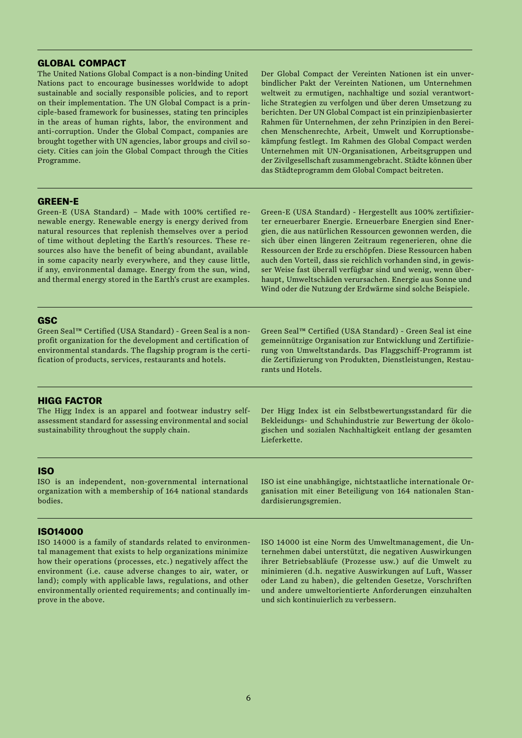## GLOBAL COMPACT

The United Nations Global Compact is a non-binding United Nations pact to encourage businesses worldwide to adopt sustainable and socially responsible policies, and to report on their implementation. The UN Global Compact is a principle-based framework for businesses, stating ten principles in the areas of human rights, labor, the environment and anti-corruption. Under the Global Compact, companies are brought together with UN agencies, labor groups and civil society. Cities can join the Global Compact through the Cities Programme.

Der Global Compact der Vereinten Nationen ist ein unverbindlicher Pakt der Vereinten Nationen, um Unternehmen weltweit zu ermutigen, nachhaltige und sozial verantwortliche Strategien zu verfolgen und über deren Umsetzung zu berichten. Der UN Global Compact ist ein prinzipienbasierter Rahmen für Unternehmen, der zehn Prinzipien in den Bereichen Menschenrechte, Arbeit, Umwelt und Korruptionsbekämpfung festlegt. Im Rahmen des Global Compact werden Unternehmen mit UN-Organisationen, Arbeitsgruppen und der Zivilgesellschaft zusammengebracht. Städte können über das Städteprogramm dem Global Compact beitreten.

## GREEN-E

Green-E (USA Standard) – Made with 100% certified renewable energy. Renewable energy is energy derived from natural resources that replenish themselves over a period of time without depleting the Earth's resources. These resources also have the benefit of being abundant, available in some capacity nearly everywhere, and they cause little, if any, environmental damage. Energy from the sun, wind, and thermal energy stored in the Earth's crust are examples.

Green-E (USA Standard) - Hergestellt aus 100% zertifizierter erneuerbarer Energie. Erneuerbare Energien sind Energien, die aus natürlichen Ressourcen gewonnen werden, die sich über einen längeren Zeitraum regenerieren, ohne die Ressourcen der Erde zu erschöpfen. Diese Ressourcen haben auch den Vorteil, dass sie reichlich vorhanden sind, in gewisser Weise fast überall verfügbar sind und wenig, wenn überhaupt, Umweltschäden verursachen. Energie aus Sonne und Wind oder die Nutzung der Erdwärme sind solche Beispiele.

## GSC

Green Seal™ Certified (USA Standard) - Green Seal is a nonprofit organization for the development and certification of environmental standards. The flagship program is the certification of products, services, restaurants and hotels.

Green Seal™ Certified (USA Standard) - Green Seal ist eine gemeinnützige Organisation zur Entwicklung und Zertifizierung von Umweltstandards. Das Flaggschiff-Programm ist die Zertifizierung von Produkten, Dienstleistungen, Restaurants und Hotels.

## HIGG FACTOR

The Higg Index is an apparel and footwear industry self-assessment standard for assessing environmental and social sustainability throughout the supply chain.

Der Higg Index ist ein Selbstbewertungsstandard für die Bekleidungs- und Schuhindustrie zur Bewertung der ökologischen und sozialen Nachhaltigkeit entlang der gesamten Lieferkette.

## ISO

ISO is an independent, non-governmental international organization with a membership of 164 national standards bodies.

ISO ist eine unabhängige, nichtstaatliche internationale Organisation mit einer Beteiligung von 164 nationalen Standardisierungsgremien.

## ISO14000

ISO 14000 is a family of standards related to environmental management that exists to help organizations minimize how their operations (processes, etc.) negatively affect the environment (i.e. cause adverse changes to air, water, or land); comply with applicable laws, regulations, and other environmentally oriented requirements; and continually improve in the above.

ISO 14000 ist eine Norm des Umweltmanagement, die Unternehmen dabei unterstützt, die negativen Auswirkungen ihrer Betriebsabläufe (Prozesse usw.) auf die Umwelt zu minimieren (d.h. negative Auswirkungen auf Luft, Wasser oder Land zu haben), die geltenden Gesetze, Vorschriften und andere umweltorientierte Anforderungen einzuhalten und sich kontinuierlich zu verbessern.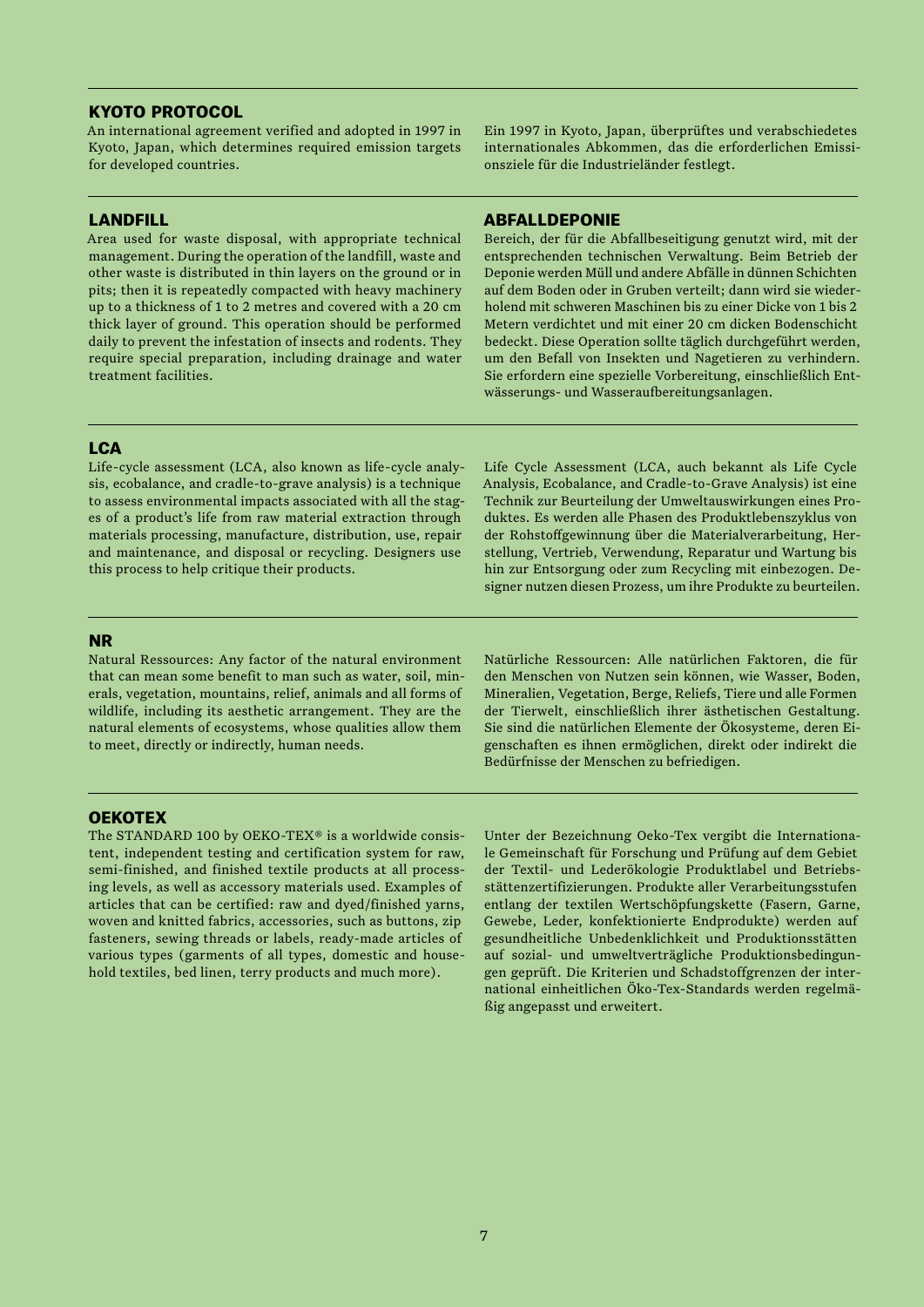## KYOTO PROTOCOL

An international agreement verified and adopted in 1997 in Kyoto, Japan, which determines required emission targets for developed countries.

Ein 1997 in Kyoto, Japan, überprüftes und verabschiedetes internationales Abkommen, das die erforderlichen Emissionsziele für die Industrieländer festlegt.

## LANDFILL

Area used for waste disposal, with appropriate technical management. During the operation of the landfill, waste and other waste is distributed in thin layers on the ground or in pits; then it is repeatedly compacted with heavy machinery up to a thickness of 1 to 2 metres and covered with a 20 cm thick layer of ground. This operation should be performed daily to prevent the infestation of insects and rodents. They require special preparation, including drainage and water treatment facilities.

## ABFALLDEPONIE

Bereich, der für die Abfallbeseitigung genutzt wird, mit der entsprechenden technischen Verwaltung. Beim Betrieb der Deponie werden Müll und andere Abfälle in dünnen Schichten auf dem Boden oder in Gruben verteilt; dann wird sie wiederholend mit schweren Maschinen bis zu einer Dicke von 1 bis 2 Metern verdichtet und mit einer 20 cm dicken Bodenschicht bedeckt. Diese Operation sollte täglich durchgeführt werden, um den Befall von Insekten und Nagetieren zu verhindern. Sie erfordern eine spezielle Vorbereitung, einschließlich Entwässerungs- und Wasseraufbereitungsanlagen.

## LCA

Life-cycle assessment (LCA, also known as life-cycle analysis, ecobalance, and cradle-to-grave analysis) is a technique to assess environmental impacts associated with all the stages of a product's life from raw material extraction through materials processing, manufacture, distribution, use, repair and maintenance, and disposal or recycling. Designers use this process to help critique their products.

Life Cycle Assessment (LCA, auch bekannt als Life Cycle Analysis, Ecobalance, and Cradle-to-Grave Analysis) ist eine Technik zur Beurteilung der Umweltauswirkungen eines Produktes. Es werden alle Phasen des Produktlebenszyklus von der Rohstoffgewinnung über die Materialverarbeitung, Herstellung, Vertrieb, Verwendung, Reparatur und Wartung bis hin zur Entsorgung oder zum Recycling mit einbezogen. Designer nutzen diesen Prozess, um ihre Produkte zu beurteilen.

## NR

Natural Ressources: Any factor of the natural environment that can mean some benefit to man such as water, soil, minerals, vegetation, mountains, relief, animals and all forms of wildlife, including its aesthetic arrangement. They are the natural elements of ecosystems, whose qualities allow them to meet, directly or indirectly, human needs.

Natürliche Ressourcen: Alle natürlichen Faktoren, die für den Menschen von Nutzen sein können, wie Wasser, Boden, Mineralien, Vegetation, Berge, Reliefs, Tiere und alle Formen der Tierwelt, einschließlich ihrer ästhetischen Gestaltung. Sie sind die natürlichen Elemente der Ökosysteme, deren Eigenschaften es ihnen ermöglichen, direkt oder indirekt die Bedürfnisse der Menschen zu befriedigen.

## OEKOTEX

The STANDARD 100 by OEKO-TEX® is a worldwide consistent, independent testing and certification system for raw, semi-finished, and finished textile products at all processing levels, as well as accessory materials used. Examples of articles that can be certified: raw and dyed/finished yarns, woven and knitted fabrics, accessories, such as buttons, zip fasteners, sewing threads or labels, ready-made articles of various types (garments of all types, domestic and household textiles, bed linen, terry products and much more).

Unter der Bezeichnung Oeko-Tex vergibt die Internationale Gemeinschaft für Forschung und Prüfung auf dem Gebiet der Textil- und Lederökologie Produktlabel und Betriebsstättenzertifizierungen. Produkte aller Verarbeitungsstufen entlang der textilen Wertschöpfungskette (Fasern, Garne, Gewebe, Leder, konfektionierte Endprodukte) werden auf gesundheitliche Unbedenklichkeit und Produktionsstätten auf sozial- und umweltverträgliche Produktionsbedingungen geprüft. Die Kriterien und Schadstoffgrenzen der international einheitlichen Öko-Tex-Standards werden regelmäßig angepasst und erweitert.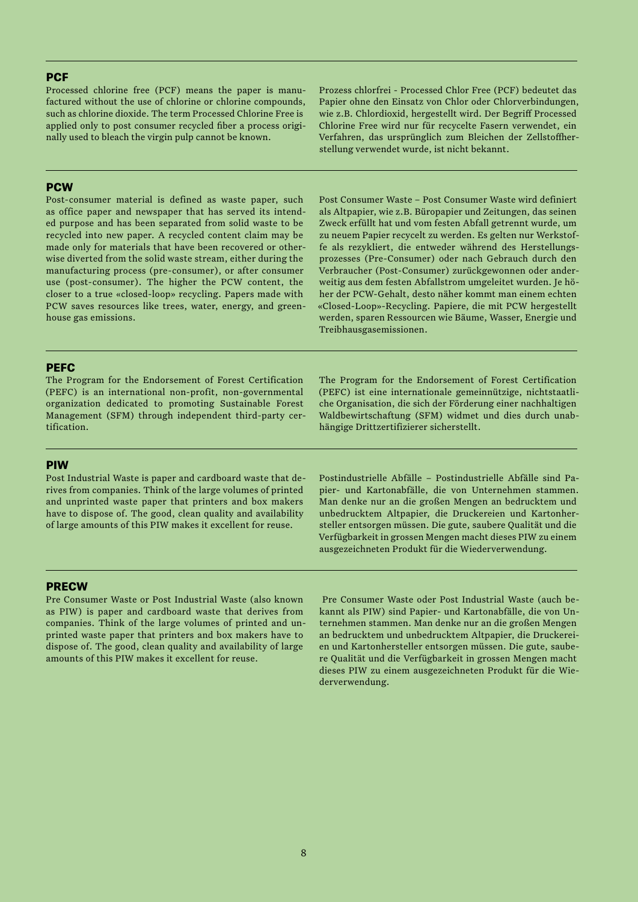## PCF

Processed chlorine free (PCF) means the paper is manufactured without the use of chlorine or chlorine compounds, such as chlorine dioxide. The term Processed Chlorine Free is applied only to post consumer recycled fiber a process originally used to bleach the virgin pulp cannot be known.

Prozess chlorfrei - Processed Chlor Free (PCF) bedeutet das Papier ohne den Einsatz von Chlor oder Chlorverbindungen, wie z.B. Chlordioxid, hergestellt wird. Der Begriff Processed Chlorine Free wird nur für recycelte Fasern verwendet, ein Verfahren, das ursprünglich zum Bleichen der Zellstoffherstellung verwendet wurde, ist nicht bekannt.

## PCW

Post-consumer material is defined as waste paper, such as office paper and newspaper that has served its intended purpose and has been separated from solid waste to be recycled into new paper. A recycled content claim may be made only for materials that have been recovered or otherwise diverted from the solid waste stream, either during the manufacturing process (pre-consumer), or after consumer use (post-consumer). The higher the PCW content, the closer to a true «closed-loop» recycling. Papers made with PCW saves resources like trees, water, energy, and greenhouse gas emissions.

Post Consumer Waste – Post Consumer Waste wird definiert als Altpapier, wie z.B. Büropapier und Zeitungen, das seinen Zweck erfüllt hat und vom festen Abfall getrennt wurde, um zu neuem Papier recycelt zu werden. Es gelten nur Werkstoffe als rezykliert, die entweder während des Herstellungsprozesses (Pre-Consumer) oder nach Gebrauch durch den Verbraucher (Post-Consumer) zurückgewonnen oder anderweitig aus dem festen Abfallstrom umgeleitet wurden. Je höher der PCW-Gehalt, desto näher kommt man einem echten «Closed-Loop»-Recycling. Papiere, die mit PCW hergestellt werden, sparen Ressourcen wie Bäume, Wasser, Energie und Treibhausgasemissionen.

## PEFC

The Program for the Endorsement of Forest Certification (PEFC) is an international non-profit, non-governmental organization dedicated to promoting Sustainable Forest Management (SFM) through independent third-party certification.

The Program for the Endorsement of Forest Certification (PEFC) ist eine internationale gemeinnützige, nichtstaatliche Organisation, die sich der Förderung einer nachhaltigen Waldbewirtschaftung (SFM) widmet und dies durch unabhängige Drittzertifizierer sicherstellt.

## PIW

Post Industrial Waste is paper and cardboard waste that derives from companies. Think of the large volumes of printed and unprinted waste paper that printers and box makers have to dispose of. The good, clean quality and availability of large amounts of this PIW makes it excellent for reuse.

Postindustrielle Abfälle – Postindustrielle Abfälle sind Papier- und Kartonabfälle, die von Unternehmen stammen. Man denke nur an die großen Mengen an bedrucktem und unbedrucktem Altpapier, die Druckereien und Kartonhersteller entsorgen müssen. Die gute, saubere Qualität und die Verfügbarkeit in grossen Mengen macht dieses PIW zu einem ausgezeichneten Produkt für die Wiederverwendung.

## PRECW

Pre Consumer Waste or Post Industrial Waste (also known as PIW) is paper and cardboard waste that derives from companies. Think of the large volumes of printed and unprinted waste paper that printers and box makers have to dispose of. The good, clean quality and availability of large amounts of this PIW makes it excellent for reuse.

Pre Consumer Waste oder Post Industrial Waste (auch bekannt als PIW) sind Papier- und Kartonabfälle, die von Unternehmen stammen. Man denke nur an die großen Mengen an bedrucktem und unbedrucktem Altpapier, die Druckereien und Kartonhersteller entsorgen müssen. Die gute, saubere Qualität und die Verfügbarkeit in grossen Mengen macht dieses PIW zu einem ausgezeichneten Produkt für die Wiederverwendung.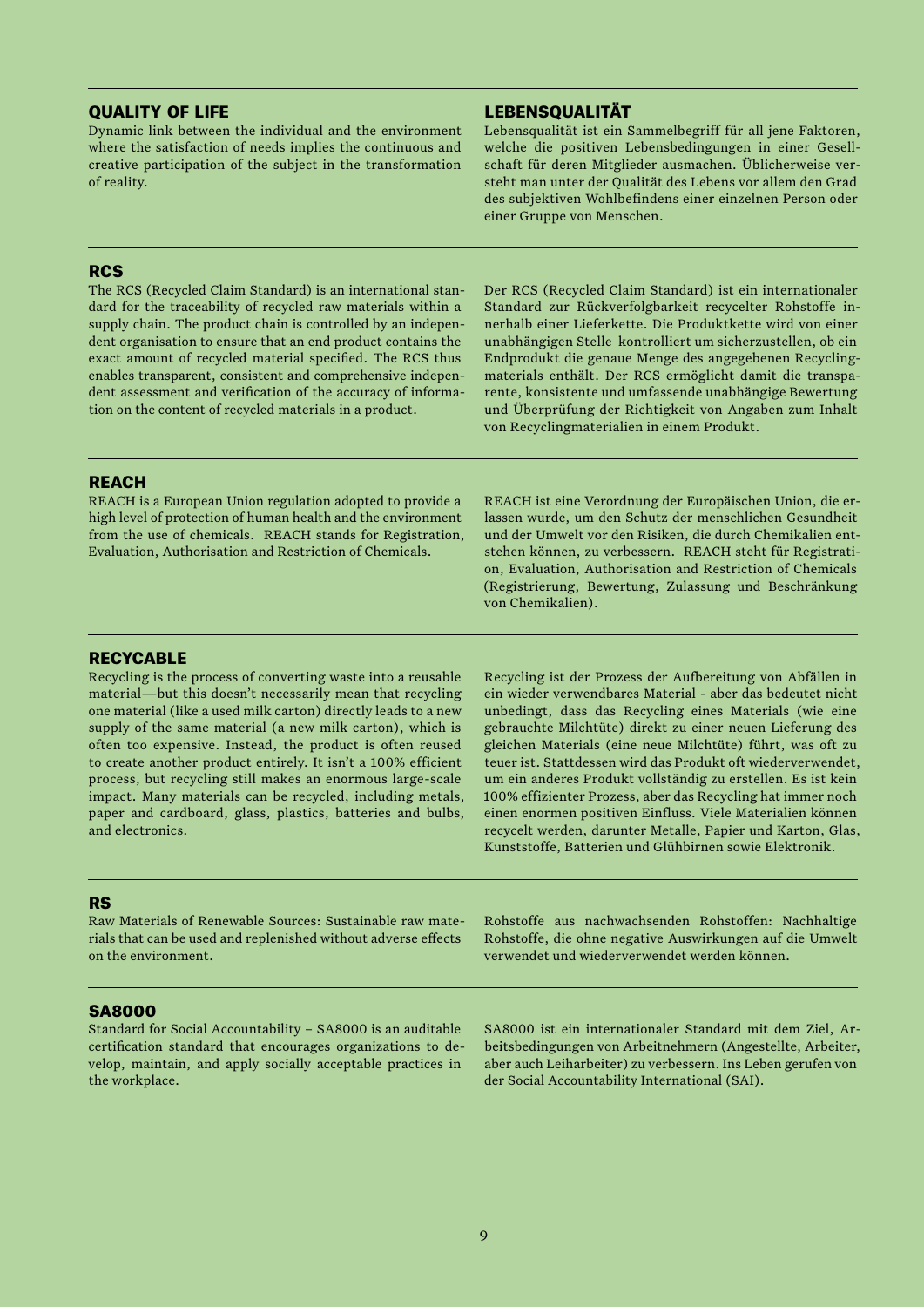## QUALITY OF LIFE

Dynamic link between the individual and the environment where the satisfaction of needs implies the continuous and creative participation of the subject in the transformation of reality.

## LEBENSQUALITÄT

Lebensqualität ist ein Sammelbegriff für all jene Faktoren, welche die positiven Lebensbedingungen in einer Gesellschaft für deren Mitglieder ausmachen. Üblicherweise versteht man unter der Qualität des Lebens vor allem den Grad des subjektiven Wohlbefindens einer einzelnen Person oder einer Gruppe von Menschen.

## RCS

The RCS (Recycled Claim Standard) is an international standard for the traceability of recycled raw materials within a supply chain. The product chain is controlled by an independent organisation to ensure that an end product contains the exact amount of recycled material specified. The RCS thus enables transparent, consistent and comprehensive independent assessment and verification of the accuracy of information on the content of recycled materials in a product.

Der RCS (Recycled Claim Standard) ist ein internationaler Standard zur Rückverfolgbarkeit recycelter Rohstoffe innerhalb einer Lieferkette. Die Produktkette wird von einer unabhängigen Stelle kontrolliert um sicherzustellen, ob ein Endprodukt die genaue Menge des angegebenen Recyclingmaterials enthält. Der RCS ermöglicht damit die transparente, konsistente und umfassende unabhängige Bewertung und Überprüfung der Richtigkeit von Angaben zum Inhalt von Recyclingmaterialien in einem Produkt.

## REACH

REACH is a European Union regulation adopted to provide a high level of protection of human health and the environment from the use of chemicals. REACH stands for Registration, Evaluation, Authorisation and Restriction of Chemicals.

REACH ist eine Verordnung der Europäischen Union, die erlassen wurde, um den Schutz der menschlichen Gesundheit und der Umwelt vor den Risiken, die durch Chemikalien entstehen können, zu verbessern. REACH steht für Registration, Evaluation, Authorisation and Restriction of Chemicals (Registrierung, Bewertung, Zulassung und Beschränkung von Chemikalien).

## RECYCABLE

Recycling is the process of converting waste into a reusable material—but this doesn't necessarily mean that recycling one material (like a used milk carton) directly leads to a new supply of the same material (a new milk carton), which is often too expensive. Instead, the product is often reused to create another product entirely. It isn't a 100% efficient process, but recycling still makes an enormous large-scale impact. Many materials can be recycled, including metals, paper and cardboard, glass, plastics, batteries and bulbs, and electronics.

Recycling ist der Prozess der Aufbereitung von Abfällen in ein wieder verwendbares Material - aber das bedeutet nicht unbedingt, dass das Recycling eines Materials (wie eine gebrauchte Milchtüte) direkt zu einer neuen Lieferung des gleichen Materials (eine neue Milchtüte) führt, was oft zu teuer ist. Stattdessen wird das Produkt oft wiederverwendet, um ein anderes Produkt vollständig zu erstellen. Es ist kein 100% effizienter Prozess, aber das Recycling hat immer noch einen enormen positiven Einfluss. Viele Materialien können recycelt werden, darunter Metalle, Papier und Karton, Glas, Kunststoffe, Batterien und Glühbirnen sowie Elektronik.

## RS

Raw Materials of Renewable Sources: Sustainable raw materials that can be used and replenished without adverse effects on the environment.

Rohstoffe aus nachwachsenden Rohstoffen: Nachhaltige Rohstoffe, die ohne negative Auswirkungen auf die Umwelt verwendet und wiederverwendet werden können.

## SA8000

Standard for Social Accountability – SA8000 is an auditable certification standard that encourages organizations to develop, maintain, and apply socially acceptable practices in the workplace.

SA8000 ist ein internationaler Standard mit dem Ziel, Arbeitsbedingungen von Arbeitnehmern (Angestellte, Arbeiter, aber auch Leiharbeiter) zu verbessern. Ins Leben gerufen von der Social Accountability International (SAI).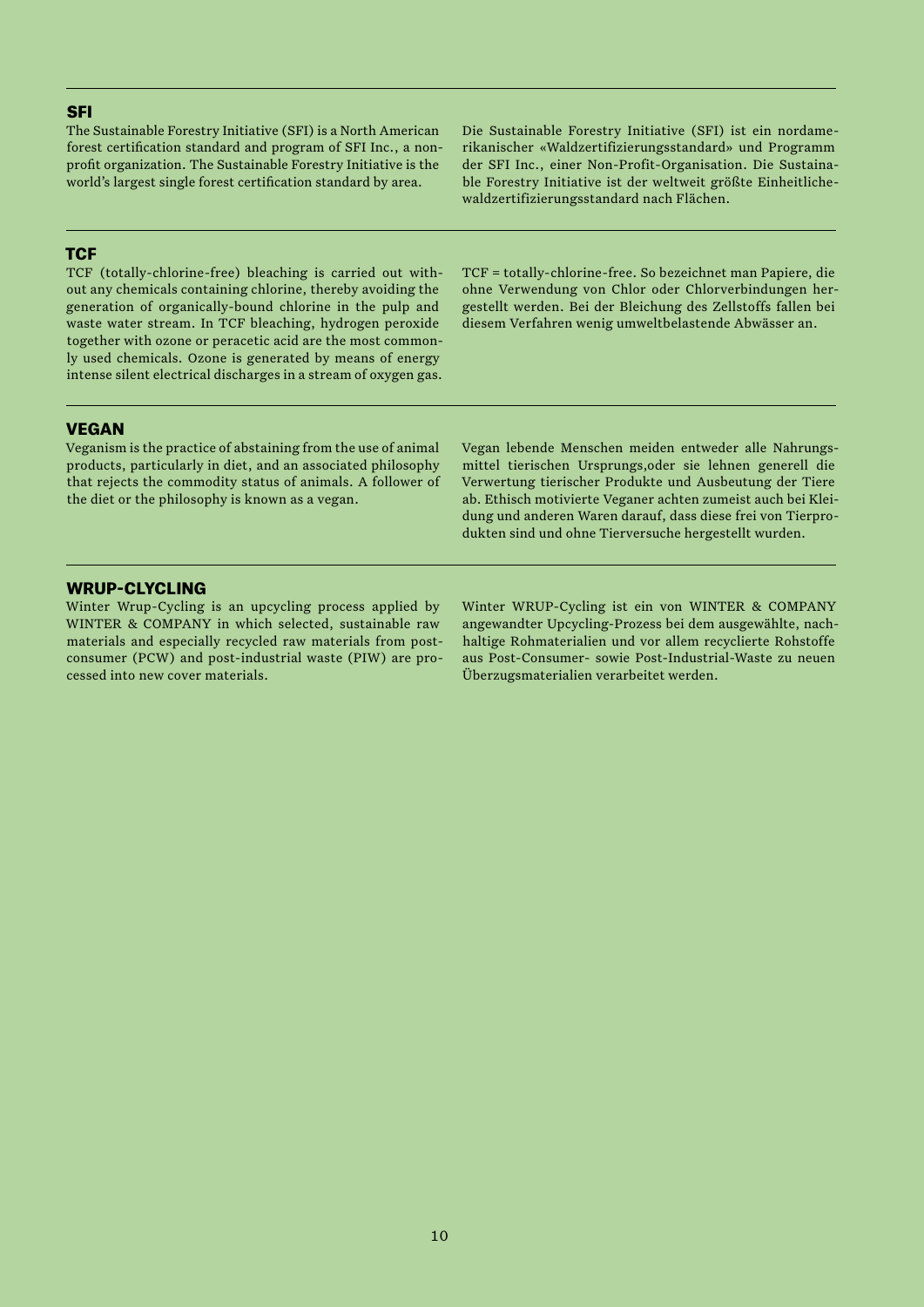## SFI

The Sustainable Forestry Initiative (SFI) is a North American forest certification standard and program of SFI Inc., a non-profit organization. The Sustainable Forestry Initiative is the world's largest single forest certification standard by area.

Die Sustainable Forestry Initiative (SFI) ist ein nordamerikanischer «Waldzertifizierungsstandard» und Programm der SFI Inc., einer Non-Profit-Organisation. Die Sustainable Forestry Initiative ist der weltweit größte Einheitlichewaldzertifizierungsstandard nach Flächen.

## TCF

TCF (totally-chlorine-free) bleaching is carried out without any chemicals containing chlorine, thereby avoiding the generation of organically-bound chlorine in the pulp and waste water stream. In TCF bleaching, hydrogen peroxide together with ozone or peracetic acid are the most commonly used chemicals. Ozone is generated by means of energy intense silent electrical discharges in a stream of oxygen gas.

TCF = totally-chlorine-free. So bezeichnet man Papiere, die ohne Verwendung von Chlor oder Chlorverbindungen hergestellt werden. Bei der Bleichung des Zellstoffs fallen bei diesem Verfahren wenig umweltbelastende Abwässer an.

## VEGAN

Veganism is the practice of abstaining from the use of animal products, particularly in diet, and an associated philosophy that rejects the commodity status of animals. A follower of the diet or the philosophy is known as a vegan.

Vegan lebende Menschen meiden entweder alle Nahrungsmittel tierischen Ursprungs,oder sie lehnen generell die Verwertung tierischer Produkte und Ausbeutung der Tiere ab. Ethisch motivierte Veganer achten zumeist auch bei Kleidung und anderen Waren darauf, dass diese frei von Tierprodukten sind und ohne Tierversuche hergestellt wurden.

## WRUP-CLYCLING

Winter Wrup-Cycling is an upcycling process applied by WINTER & COMPANY in which selected, sustainable raw materials and especially recycled raw materials from post-consumer (PCW) and post-industrial waste (PIW) are processed into new cover materials.

Winter WRUP-Cycling ist ein von WINTER & COMPANY angewandter Upcycling-Prozess bei dem ausgewählte, nachhaltige Rohmaterialien und vor allem recyclierte Rohstoffe aus Post-Consumer- sowie Post-Industrial-Waste zu neuen Überzugsmaterialien verarbeitet werden.